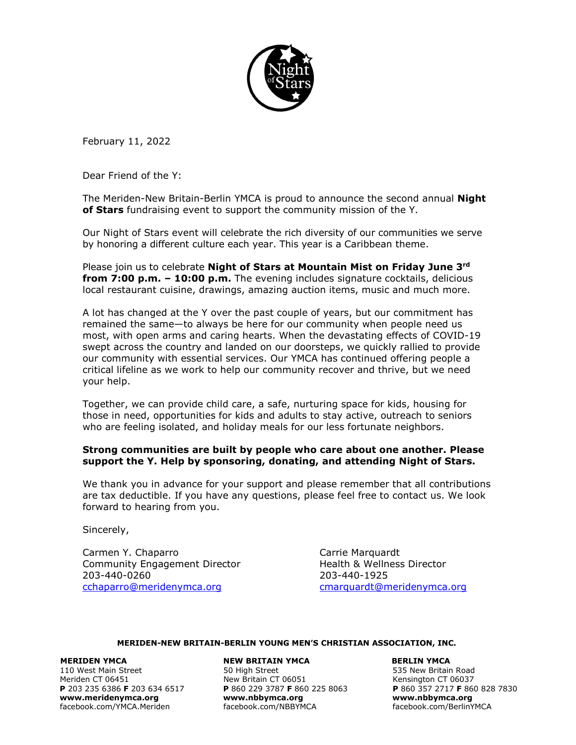February 11, 2022

Dear Friend of the Y:

The Meriden-New Britain-Berlin YMCA is proud to announce the second annual **Night of Stars** fundraising event to support the community mission of the Y.

Our Night of Stars event will celebrate the rich diversity of our communities we serve by honoring a different culture each year. This year is a Caribbean theme.

Please join us to celebrate **Night of Stars at Mountain Mist on Friday June 3rd from 7:00 p.m. – 10:00 p.m.** The evening includes signature cocktails, delicious local restaurant cuisine, drawings, amazing auction items, music and much more.

A lot has changed at the Y over the past couple of years, but our commitment has remained the same—to always be here for our community when people need us most, with open arms and caring hearts. When the devastating effects of COVID-19 swept across the country and landed on our doorsteps, we quickly rallied to provide our community with essential services. Our YMCA has continued offering people a critical lifeline as we work to help our community recover and thrive, but we need your help.

Together, we can provide child care, a safe, nurturing space for kids, housing for those in need, opportunities for kids and adults to stay active, outreach to seniors who are feeling isolated, and holiday meals for our less fortunate neighbors.

**Strong communities are built by people who care about one another. Please support the Y. Help by sponsoring, donating, and attending Night of Stars.**

We thank you in advance for your support and please remember that all contributions are tax deductible. If you have any questions, please feel free to contact us. We look forward to hearing from you.

Sincerely,

Carmen Y. Chaparro
Community Engagement Director
203-440-0260
cchaparro@meridenymca.org

Carrie Marquardt
Health & Wellness Director
203-440-1925
cmarquardt@meridenymca.org

**MERIDEN-NEW BRITAIN-BERLIN YOUNG MEN'S CHRISTIAN ASSOCIATION, INC.**

**MERIDEN YMCA**
110 West Main Street
Meriden CT 06451
**P** 203 235 6386 **F** 203 634 6517
**www.meridenymca.org**
facebook.com/YMCA.Meriden

**NEW BRITAIN YMCA**
50 High Street
New Britain CT 06051
**P** 860 229 3787 **F** 860 225 8063
**www.nbbymca.org**
facebook.com/NBBYMCA

**BERLIN YMCA**
535 New Britain Road
Kensington CT 06037
**P** 860 357 2717 **F** 860 828 7830
**www.nbbymca.org**
facebook.com/BerlinYMCA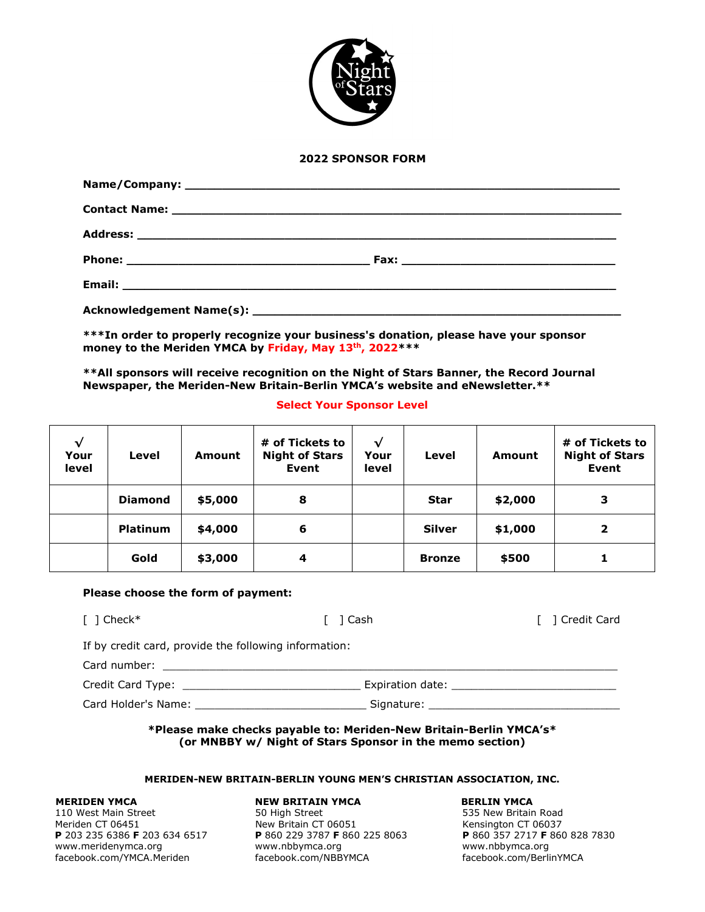**2022 SPONSOR FORM**

**Name/Company:** ___________________________________________________________

**Contact Name:** ___________________________________________________________

**Address:** _______________________________________________________________

**Phone:** ___________________________________ **Fax:** _______________________________

**Email:** _________________________________________________________________

**Acknowledgement Name(s):** ________________________________________________

**\*\*\*In order to properly recognize your business's donation, please have your sponsor money to the Meriden YMCA by Friday, May 13th, 2022\*\*\***

**\*\*All sponsors will receive recognition on the Night of Stars Banner, the Record Journal Newspaper, the Meriden-New Britain-Berlin YMCA's website and eNewsletter.\*\***

**Select Your Sponsor Level**

| √ Your level | Level | Amount | # of Tickets to Night of Stars Event | √ Your level | Level | Amount | # of Tickets to Night of Stars Event |
|---|---|---|---|---|---|---|---|
| | **Diamond** | **$5,000** | **8** | | **Star** | **$2,000** | **3** |
| | **Platinum** | **$4,000** | **6** | | **Silver** | **$1,000** | **2** |
| | **Gold** | **$3,000** | **4** | | **Bronze** | **$500** | **1** |

**Please choose the form of payment:**

[ ] Check* [ ] Cash [ ] Credit Card

If by credit card, provide the following information:

Card number: ___________________________________________________________

Credit Card Type: ___________________________ Expiration date: _________________________

Card Holder's Name: __________________________ Signature: _____________________________

**\*Please make checks payable to: Meriden-New Britain-Berlin YMCA's\***
**(or MNBBY w/ Night of Stars Sponsor in the memo section)**

**MERIDEN-NEW BRITAIN-BERLIN YOUNG MEN'S CHRISTIAN ASSOCIATION, INC.**

**MERIDEN YMCA**
110 West Main Street
Meriden CT 06451
**P** 203 235 6386 **F** 203 634 6517
www.meridenymca.org
facebook.com/YMCA.Meriden

**NEW BRITAIN YMCA**
50 High Street
New Britain CT 06051
**P** 860 229 3787 **F** 860 225 8063
www.nbbymca.org
facebook.com/NBBYMCA

**BERLIN YMCA**
535 New Britain Road
Kensington CT 06037
**P** 860 357 2717 **F** 860 828 7830
www.nbbymca.org
facebook.com/BerlinYMCA